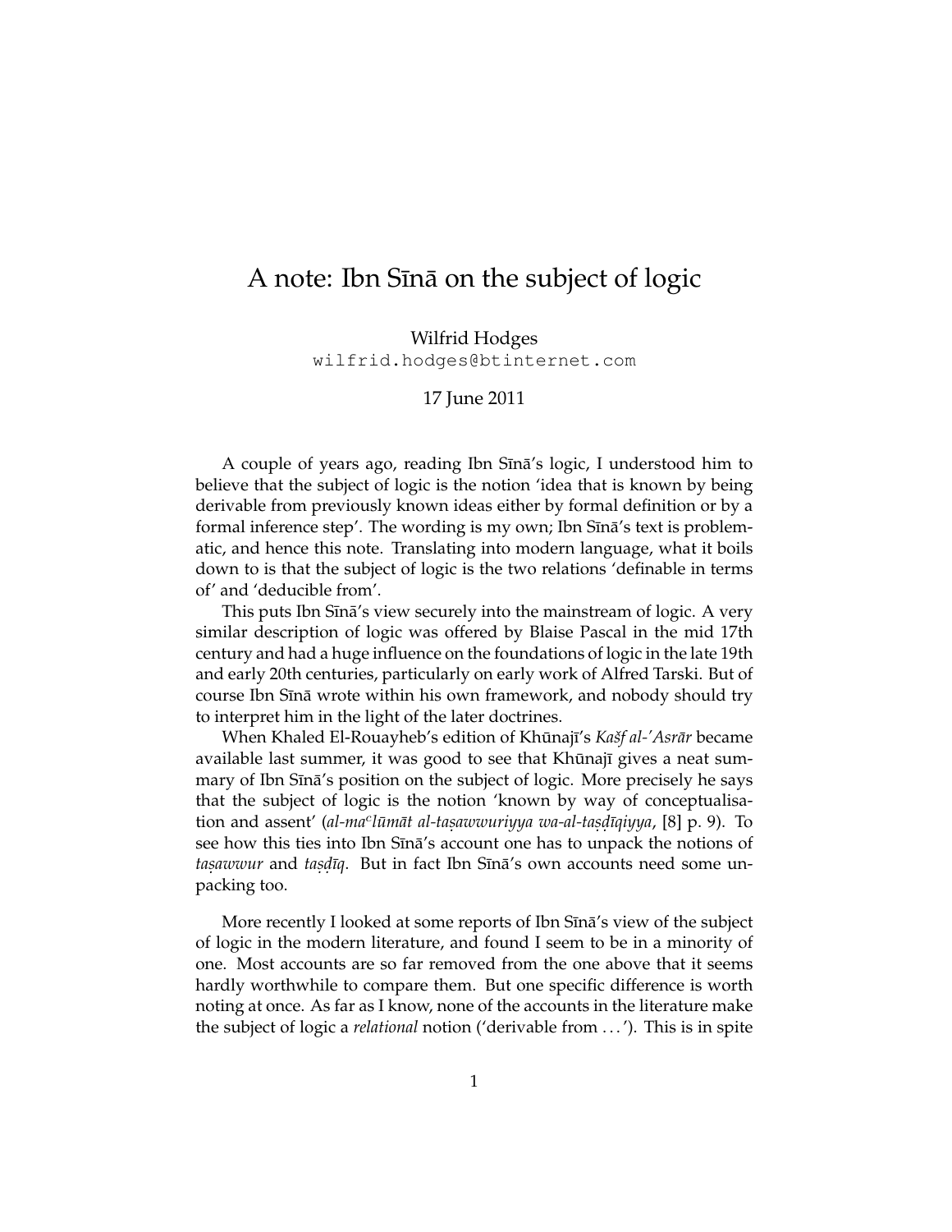# A note: Ibn Sīnā on the subject of logic

Wilfrid Hodges
wilfrid.hodges@btinternet.com

17 June 2011

A couple of years ago, reading Ibn Sīnā's logic, I understood him to believe that the subject of logic is the notion 'idea that is known by being derivable from previously known ideas either by formal definition or by a formal inference step'. The wording is my own; Ibn Sīnā's text is problematic, and hence this note. Translating into modern language, what it boils down to is that the subject of logic is the two relations 'definable in terms of' and 'deducible from'.

This puts Ibn Sīnā's view securely into the mainstream of logic. A very similar description of logic was offered by Blaise Pascal in the mid 17th century and had a huge influence on the foundations of logic in the late 19th and early 20th centuries, particularly on early work of Alfred Tarski. But of course Ibn Sīnā wrote within his own framework, and nobody should try to interpret him in the light of the later doctrines.

When Khaled El-Rouayheb's edition of Khūnajī's *Kašf al-'Asrār* became available last summer, it was good to see that Khūnajī gives a neat summary of Ibn Sīnā's position on the subject of logic. More precisely he says that the subject of logic is the notion 'known by way of conceptualisation and assent' (*al-ma*$^{c}$*lūmāt al-taṣawwuriyya wa-al-taṣdīqiyya*, [8] p. 9). To see how this ties into Ibn Sīnā's account one has to unpack the notions of *taṣawwur* and *taṣdīq*. But in fact Ibn Sīnā's own accounts need some unpacking too.

More recently I looked at some reports of Ibn Sīnā's view of the subject of logic in the modern literature, and found I seem to be in a minority of one. Most accounts are so far removed from the one above that it seems hardly worthwhile to compare them. But one specific difference is worth noting at once. As far as I know, none of the accounts in the literature make the subject of logic a *relational* notion ('derivable from ...'). This is in spite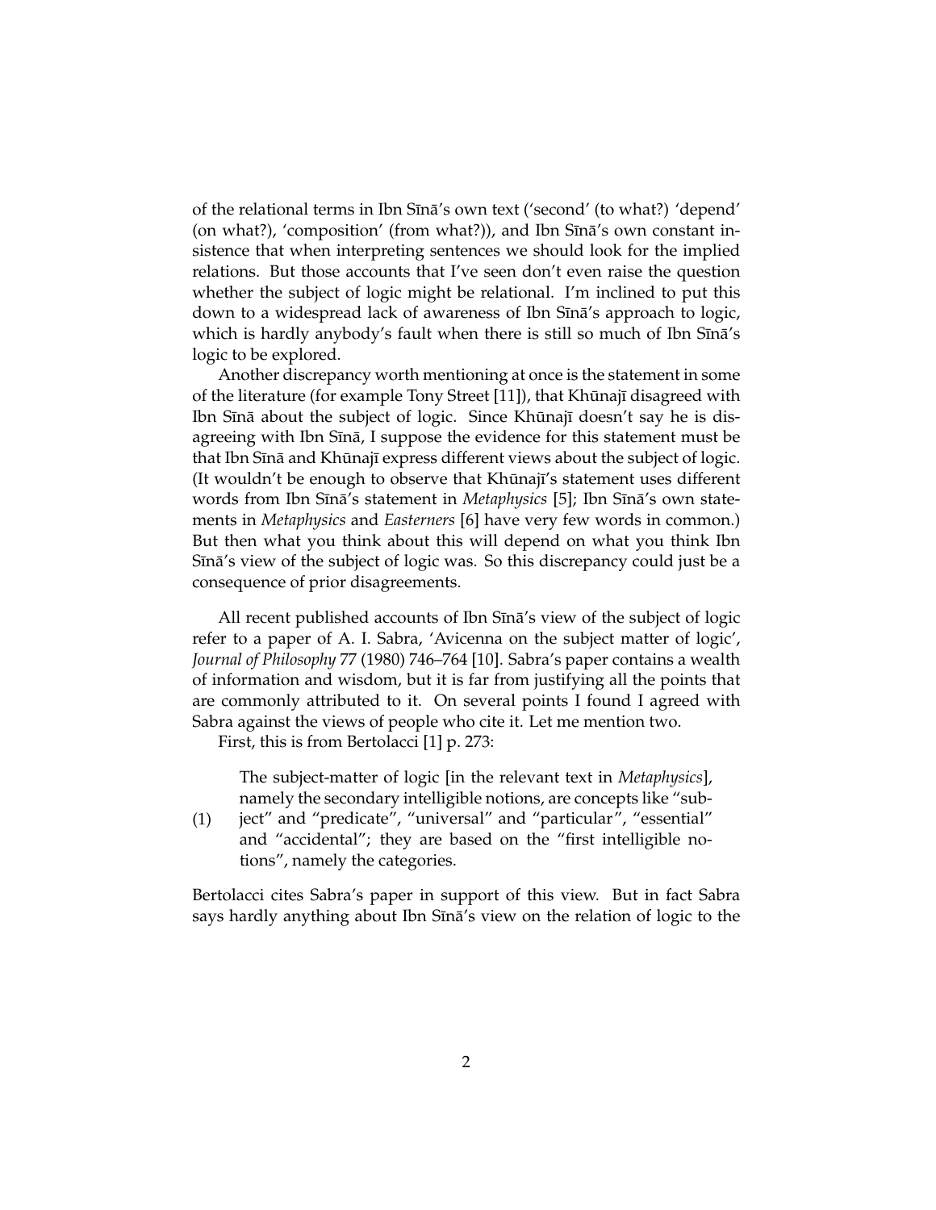of the relational terms in Ibn Sīnā's own text ('second' (to what?) 'depend' (on what?), 'composition' (from what?)), and Ibn Sīnā's own constant insistence that when interpreting sentences we should look for the implied relations. But those accounts that I've seen don't even raise the question whether the subject of logic might be relational. I'm inclined to put this down to a widespread lack of awareness of Ibn Sīnā's approach to logic, which is hardly anybody's fault when there is still so much of Ibn Sīnā's logic to be explored.

Another discrepancy worth mentioning at once is the statement in some of the literature (for example Tony Street [11]), that Khūnajī disagreed with Ibn Sīnā about the subject of logic. Since Khūnajī doesn't say he is disagreeing with Ibn Sīnā, I suppose the evidence for this statement must be that Ibn Sīnā and Khūnajī express different views about the subject of logic. (It wouldn't be enough to observe that Khūnajī's statement uses different words from Ibn Sīnā's statement in *Metaphysics* [5]; Ibn Sīnā's own statements in *Metaphysics* and *Easterners* [6] have very few words in common.) But then what you think about this will depend on what you think Ibn Sīnā's view of the subject of logic was. So this discrepancy could just be a consequence of prior disagreements.

All recent published accounts of Ibn Sīnā's view of the subject of logic refer to a paper of A. I. Sabra, 'Avicenna on the subject matter of logic', *Journal of Philosophy* 77 (1980) 746–764 [10]. Sabra's paper contains a wealth of information and wisdom, but it is far from justifying all the points that are commonly attributed to it. On several points I found I agreed with Sabra against the views of people who cite it. Let me mention two.

First, this is from Bertolacci [1] p. 273:

(1) The subject-matter of logic [in the relevant text in *Metaphysics*], namely the secondary intelligible notions, are concepts like "subject" and "predicate", "universal" and "particular", "essential" and "accidental"; they are based on the "first intelligible notions", namely the categories.

Bertolacci cites Sabra's paper in support of this view. But in fact Sabra says hardly anything about Ibn Sīnā's view on the relation of logic to the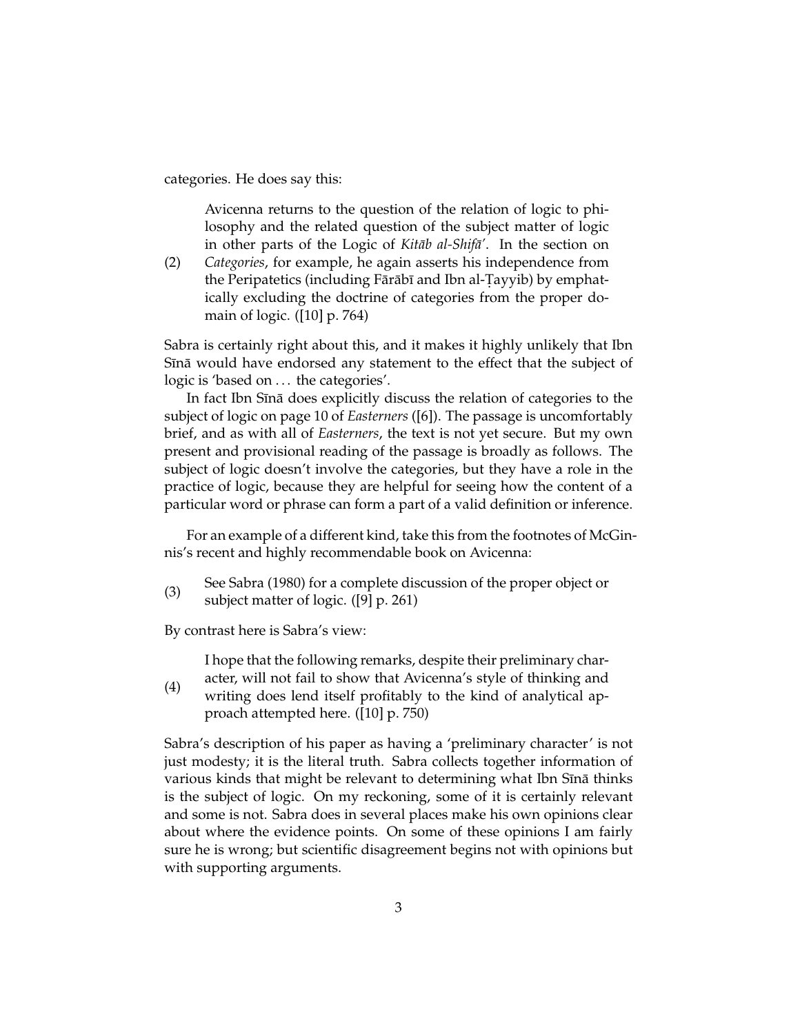categories. He does say this:

> (2) Avicenna returns to the question of the relation of logic to philosophy and the related question of the subject matter of logic in other parts of the Logic of *Kitāb al-Shifā'*. In the section on *Categories*, for example, he again asserts his independence from the Peripatetics (including Fārābī and Ibn al-Ṭayyib) by emphatically excluding the doctrine of categories from the proper domain of logic. ([10] p. 764)

Sabra is certainly right about this, and it makes it highly unlikely that Ibn Sīnā would have endorsed any statement to the effect that the subject of logic is 'based on ... the categories'.

In fact Ibn Sīnā does explicitly discuss the relation of categories to the subject of logic on page 10 of *Easterners* ([6]). The passage is uncomfortably brief, and as with all of *Easterners*, the text is not yet secure. But my own present and provisional reading of the passage is broadly as follows. The subject of logic doesn't involve the categories, but they have a role in the practice of logic, because they are helpful for seeing how the content of a particular word or phrase can form a part of a valid definition or inference.

For an example of a different kind, take this from the footnotes of McGinnis's recent and highly recommendable book on Avicenna:

> (3) See Sabra (1980) for a complete discussion of the proper object or subject matter of logic. ([9] p. 261)

By contrast here is Sabra's view:

> (4) I hope that the following remarks, despite their preliminary character, will not fail to show that Avicenna's style of thinking and writing does lend itself profitably to the kind of analytical approach attempted here. ([10] p. 750)

Sabra's description of his paper as having a 'preliminary character' is not just modesty; it is the literal truth. Sabra collects together information of various kinds that might be relevant to determining what Ibn Sīnā thinks is the subject of logic. On my reckoning, some of it is certainly relevant and some is not. Sabra does in several places make his own opinions clear about where the evidence points. On some of these opinions I am fairly sure he is wrong; but scientific disagreement begins not with opinions but with supporting arguments.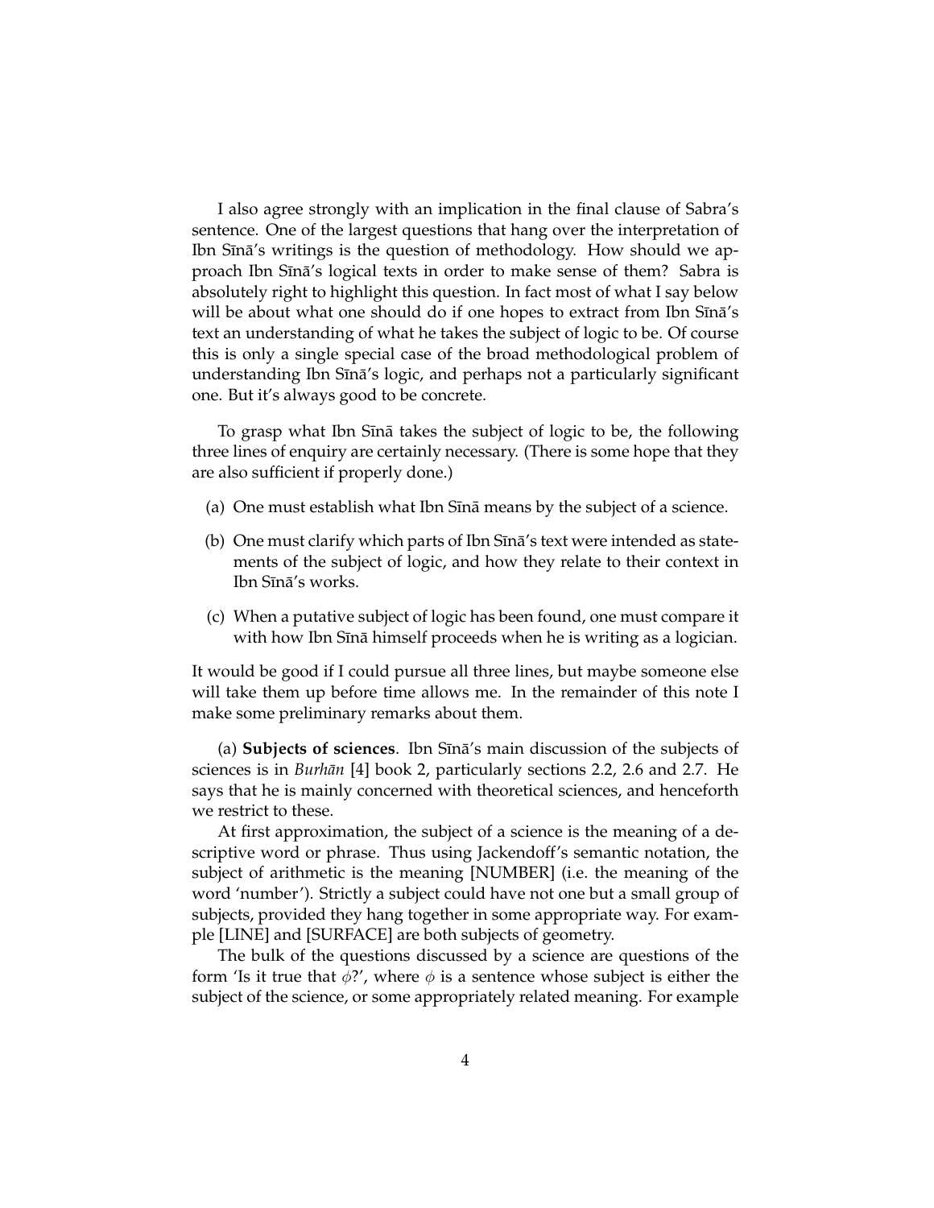I also agree strongly with an implication in the final clause of Sabra's sentence. One of the largest questions that hang over the interpretation of Ibn Sīnā's writings is the question of methodology. How should we approach Ibn Sīnā's logical texts in order to make sense of them? Sabra is absolutely right to highlight this question. In fact most of what I say below will be about what one should do if one hopes to extract from Ibn Sīnā's text an understanding of what he takes the subject of logic to be. Of course this is only a single special case of the broad methodological problem of understanding Ibn Sīnā's logic, and perhaps not a particularly significant one. But it's always good to be concrete.

To grasp what Ibn Sīnā takes the subject of logic to be, the following three lines of enquiry are certainly necessary. (There is some hope that they are also sufficient if properly done.)

(a) One must establish what Ibn Sīnā means by the subject of a science.

(b) One must clarify which parts of Ibn Sīnā's text were intended as statements of the subject of logic, and how they relate to their context in Ibn Sīnā's works.

(c) When a putative subject of logic has been found, one must compare it with how Ibn Sīnā himself proceeds when he is writing as a logician.

It would be good if I could pursue all three lines, but maybe someone else will take them up before time allows me. In the remainder of this note I make some preliminary remarks about them.

(a) **Subjects of sciences**. Ibn Sīnā's main discussion of the subjects of sciences is in *Burhān* [4] book 2, particularly sections 2.2, 2.6 and 2.7. He says that he is mainly concerned with theoretical sciences, and henceforth we restrict to these.

At first approximation, the subject of a science is the meaning of a descriptive word or phrase. Thus using Jackendoff's semantic notation, the subject of arithmetic is the meaning [NUMBER] (i.e. the meaning of the word 'number'). Strictly a subject could have not one but a small group of subjects, provided they hang together in some appropriate way. For example [LINE] and [SURFACE] are both subjects of geometry.

The bulk of the questions discussed by a science are questions of the form 'Is it true that $\phi$?', where $\phi$ is a sentence whose subject is either the subject of the science, or some appropriately related meaning. For example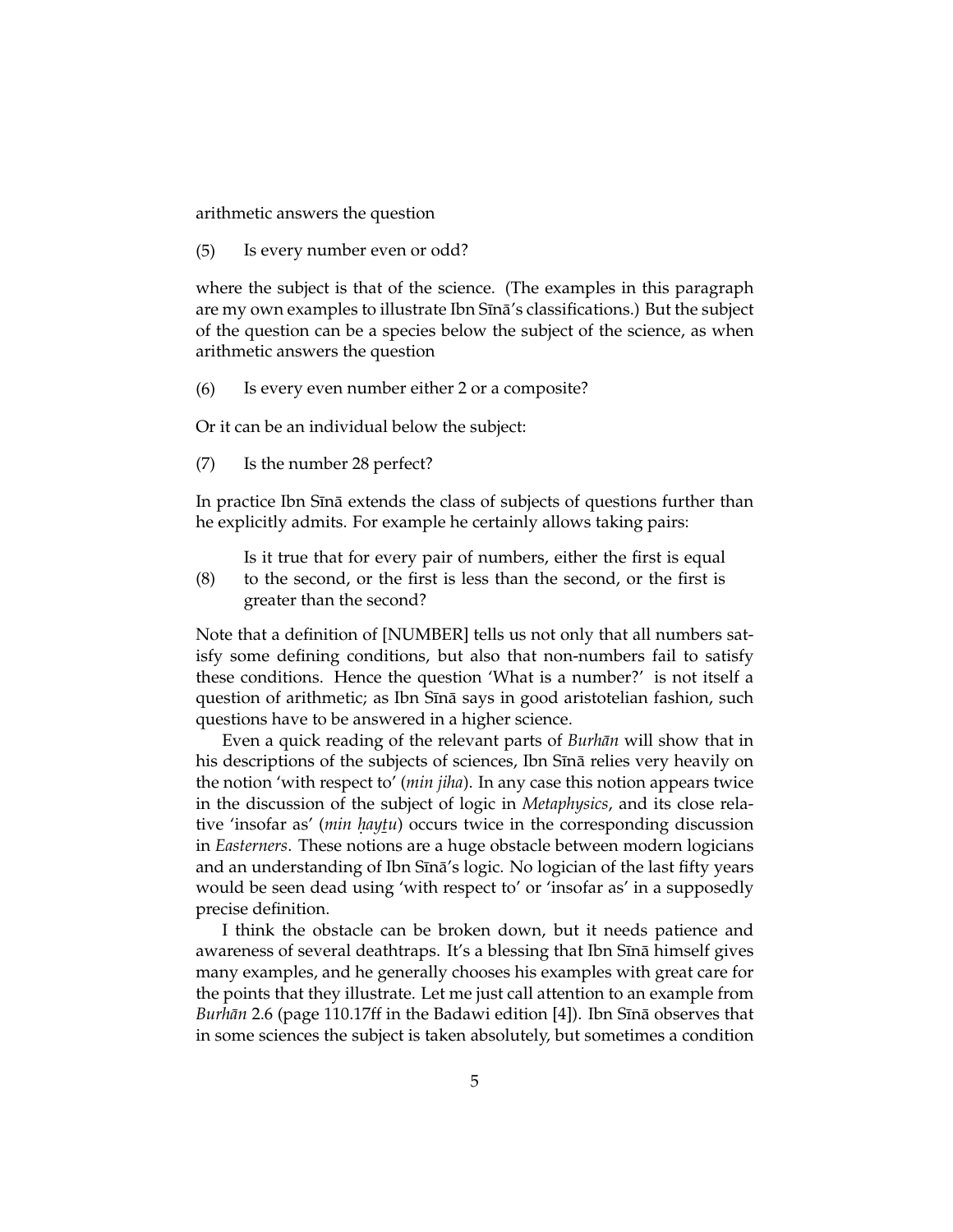arithmetic answers the question

(5) Is every number even or odd?

where the subject is that of the science. (The examples in this paragraph are my own examples to illustrate Ibn Sīnā's classifications.) But the subject of the question can be a species below the subject of the science, as when arithmetic answers the question

(6) Is every even number either 2 or a composite?

Or it can be an individual below the subject:

(7) Is the number 28 perfect?

In practice Ibn Sīnā extends the class of subjects of questions further than he explicitly admits. For example he certainly allows taking pairs:

(8) Is it true that for every pair of numbers, either the first is equal to the second, or the first is less than the second, or the first is greater than the second?

Note that a definition of [NUMBER] tells us not only that all numbers satisfy some defining conditions, but also that non-numbers fail to satisfy these conditions. Hence the question 'What is a number?' is not itself a question of arithmetic; as Ibn Sīnā says in good aristotelian fashion, such questions have to be answered in a higher science.

Even a quick reading of the relevant parts of *Burhān* will show that in his descriptions of the subjects of sciences, Ibn Sīnā relies very heavily on the notion 'with respect to' (*min jiha*). In any case this notion appears twice in the discussion of the subject of logic in *Metaphysics*, and its close relative 'insofar as' (*min ḥayṯu*) occurs twice in the corresponding discussion in *Easterners*. These notions are a huge obstacle between modern logicians and an understanding of Ibn Sīnā's logic. No logician of the last fifty years would be seen dead using 'with respect to' or 'insofar as' in a supposedly precise definition.

I think the obstacle can be broken down, but it needs patience and awareness of several deathtraps. It's a blessing that Ibn Sīnā himself gives many examples, and he generally chooses his examples with great care for the points that they illustrate. Let me just call attention to an example from *Burhān* 2.6 (page 110.17ff in the Badawi edition [4]). Ibn Sīnā observes that in some sciences the subject is taken absolutely, but sometimes a condition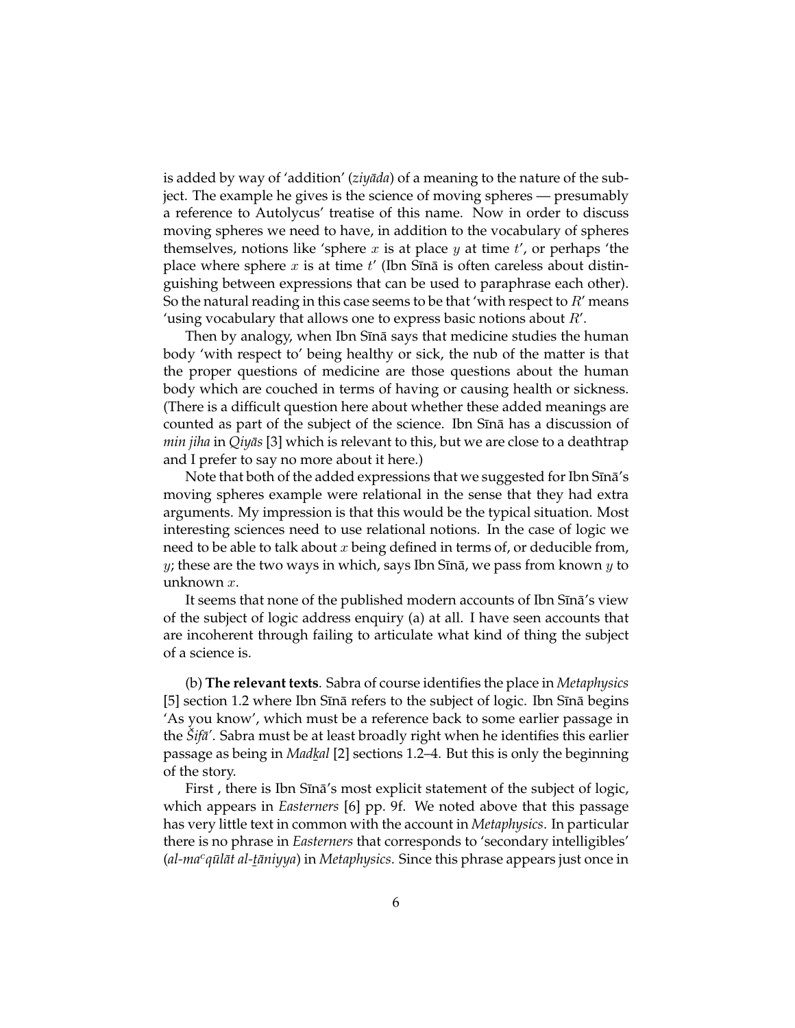is added by way of 'addition' (*ziyāda*) of a meaning to the nature of the subject. The example he gives is the science of moving spheres — presumably a reference to Autolycus' treatise of this name. Now in order to discuss moving spheres we need to have, in addition to the vocabulary of spheres themselves, notions like 'sphere $x$ is at place $y$ at time $t$', or perhaps 'the place where sphere $x$ is at time $t$' (Ibn Sīnā is often careless about distinguishing between expressions that can be used to paraphrase each other). So the natural reading in this case seems to be that 'with respect to $R$' means 'using vocabulary that allows one to express basic notions about $R$'.

Then by analogy, when Ibn Sīnā says that medicine studies the human body 'with respect to' being healthy or sick, the nub of the matter is that the proper questions of medicine are those questions about the human body which are couched in terms of having or causing health or sickness. (There is a difficult question here about whether these added meanings are counted as part of the subject of the science. Ibn Sīnā has a discussion of *min jiha* in *Qiyās* [3] which is relevant to this, but we are close to a deathtrap and I prefer to say no more about it here.)

Note that both of the added expressions that we suggested for Ibn Sīnā's moving spheres example were relational in the sense that they had extra arguments. My impression is that this would be the typical situation. Most interesting sciences need to use relational notions. In the case of logic we need to be able to talk about $x$ being defined in terms of, or deducible from, $y$; these are the two ways in which, says Ibn Sīnā, we pass from known $y$ to unknown $x$.

It seems that none of the published modern accounts of Ibn Sīnā's view of the subject of logic address enquiry (a) at all. I have seen accounts that are incoherent through failing to articulate what kind of thing the subject of a science is.

(b) **The relevant texts**. Sabra of course identifies the place in *Metaphysics* [5] section 1.2 where Ibn Sīnā refers to the subject of logic. Ibn Sīnā begins 'As you know', which must be a reference back to some earlier passage in the *Šifā'*. Sabra must be at least broadly right when he identifies this earlier passage as being in *Madḵal* [2] sections 1.2–4. But this is only the beginning of the story.

First , there is Ibn Sīnā's most explicit statement of the subject of logic, which appears in *Easterners* [6] pp. 9f. We noted above that this passage has very little text in common with the account in *Metaphysics*. In particular there is no phrase in *Easterners* that corresponds to 'secondary intelligibles' (*al-ma*ᶜ*qūlāt al-ṯāniyya*) in *Metaphysics*. Since this phrase appears just once in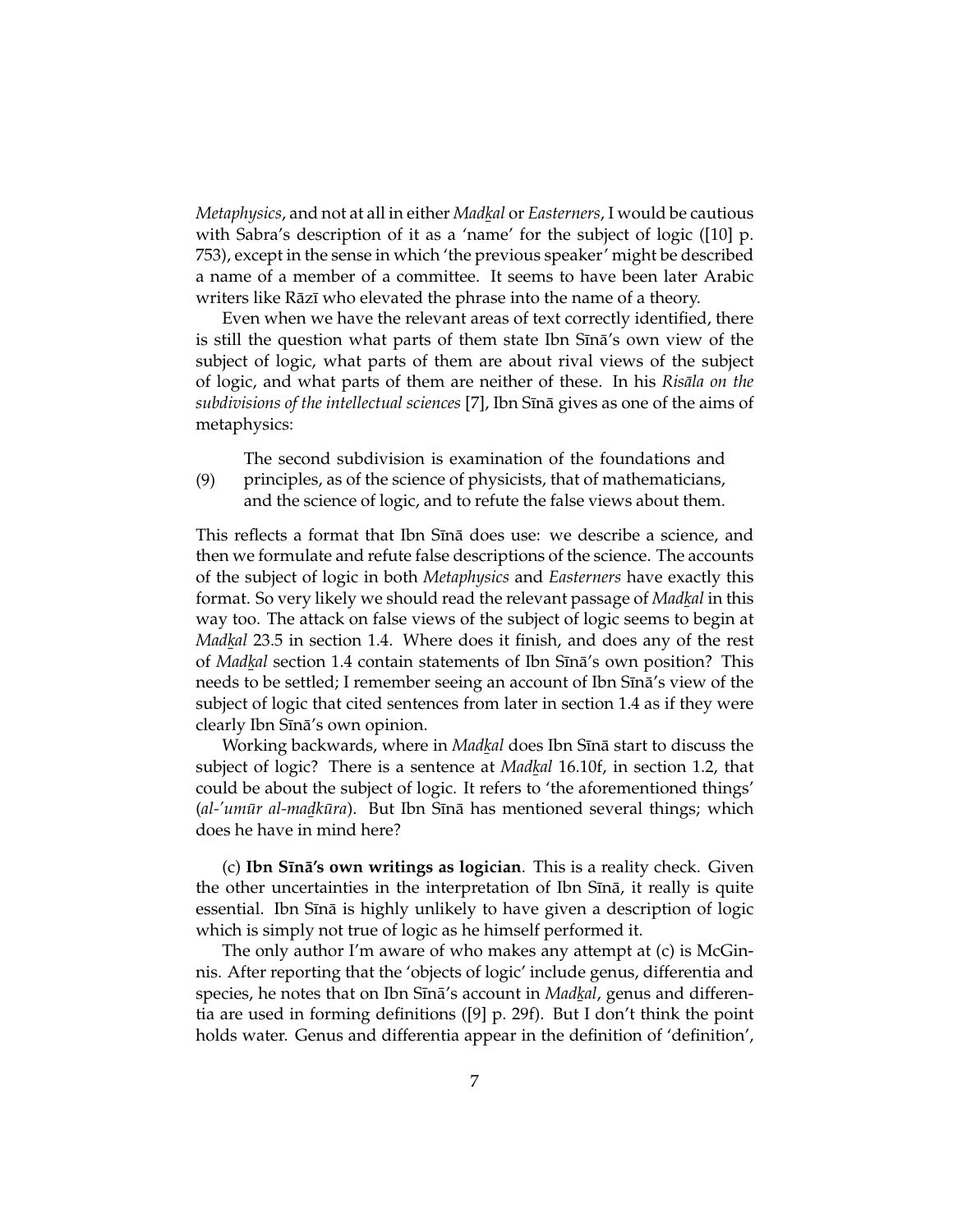*Metaphysics*, and not at all in either *Madḵal* or *Easterners*, I would be cautious with Sabra's description of it as a 'name' for the subject of logic ([10] p. 753), except in the sense in which 'the previous speaker' might be described a name of a member of a committee. It seems to have been later Arabic writers like Rāzī who elevated the phrase into the name of a theory.

Even when we have the relevant areas of text correctly identified, there is still the question what parts of them state Ibn Sīnā's own view of the subject of logic, what parts of them are about rival views of the subject of logic, and what parts of them are neither of these. In his *Risāla on the subdivisions of the intellectual sciences* [7], Ibn Sīnā gives as one of the aims of metaphysics:

(9) The second subdivision is examination of the foundations and principles, as of the science of physicists, that of mathematicians, and the science of logic, and to refute the false views about them.

This reflects a format that Ibn Sīnā does use: we describe a science, and then we formulate and refute false descriptions of the science. The accounts of the subject of logic in both *Metaphysics* and *Easterners* have exactly this format. So very likely we should read the relevant passage of *Madḵal* in this way too. The attack on false views of the subject of logic seems to begin at *Madḵal* 23.5 in section 1.4. Where does it finish, and does any of the rest of *Madḵal* section 1.4 contain statements of Ibn Sīnā's own position? This needs to be settled; I remember seeing an account of Ibn Sīnā's view of the subject of logic that cited sentences from later in section 1.4 as if they were clearly Ibn Sīnā's own opinion.

Working backwards, where in *Madḵal* does Ibn Sīnā start to discuss the subject of logic? There is a sentence at *Madḵal* 16.10f, in section 1.2, that could be about the subject of logic. It refers to 'the aforementioned things' (*al-'umūr al-maḏkūra*). But Ibn Sīnā has mentioned several things; which does he have in mind here?

(c) **Ibn Sīnā's own writings as logician**. This is a reality check. Given the other uncertainties in the interpretation of Ibn Sīnā, it really is quite essential. Ibn Sīnā is highly unlikely to have given a description of logic which is simply not true of logic as he himself performed it.

The only author I'm aware of who makes any attempt at (c) is McGinnis. After reporting that the 'objects of logic' include genus, differentia and species, he notes that on Ibn Sīnā's account in *Madḵal*, genus and differentia are used in forming definitions ([9] p. 29f). But I don't think the point holds water. Genus and differentia appear in the definition of 'definition',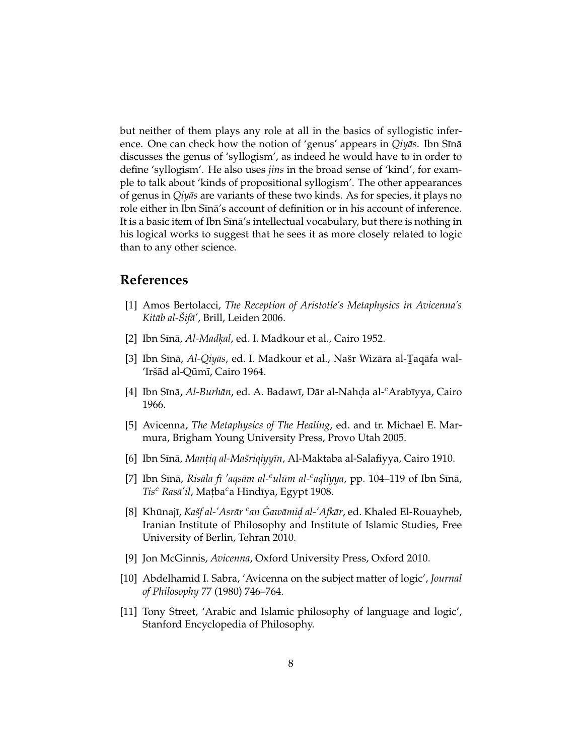but neither of them plays any role at all in the basics of syllogistic inference. One can check how the notion of 'genus' appears in *Qiyās*. Ibn Sīnā discusses the genus of 'syllogism', as indeed he would have to in order to define 'syllogism'. He also uses *jins* in the broad sense of 'kind', for example to talk about 'kinds of propositional syllogism'. The other appearances of genus in *Qiyās* are variants of these two kinds. As for species, it plays no role either in Ibn Sīnā's account of definition or in his account of inference. It is a basic item of Ibn Sīnā's intellectual vocabulary, but there is nothing in his logical works to suggest that he sees it as more closely related to logic than to any other science.

## References

[1] Amos Bertolacci, *The Reception of Aristotle's Metaphysics in Avicenna's Kitāb al-Šifā'*, Brill, Leiden 2006.

[2] Ibn Sīnā, *Al-Madkal*, ed. I. Madkour et al., Cairo 1952.

[3] Ibn Sīnā, *Al-Qiyās*, ed. I. Madkour et al., Našr Wizāra al-Ṯaqāfa wal-'Iršād al-Qūmī, Cairo 1964.

[4] Ibn Sīnā, *Al-Burhān*, ed. A. Badawī, Dār al-Nahḍa al-ᶜArabīyya, Cairo 1966.

[5] Avicenna, *The Metaphysics of The Healing*, ed. and tr. Michael E. Marmura, Brigham Young University Press, Provo Utah 2005.

[6] Ibn Sīnā, *Manṭiq al-Mašriqiyyīn*, Al-Maktaba al-Salafiyya, Cairo 1910.

[7] Ibn Sīnā, *Risāla fī 'aqsām al-ᶜulūm al-ᶜaqliyya*, pp. 104–119 of Ibn Sīnā, *Tisᶜ Rasā'il*, Maṭbaᶜa Hindīya, Egypt 1908.

[8] Khūnajī, *Kašf al-'Asrār ᶜan Ġawāmiḍ al-'Afkār*, ed. Khaled El-Rouayheb, Iranian Institute of Philosophy and Institute of Islamic Studies, Free University of Berlin, Tehran 2010.

[9] Jon McGinnis, *Avicenna*, Oxford University Press, Oxford 2010.

[10] Abdelhamid I. Sabra, 'Avicenna on the subject matter of logic', *Journal of Philosophy* 77 (1980) 746–764.

[11] Tony Street, 'Arabic and Islamic philosophy of language and logic', Stanford Encyclopedia of Philosophy.